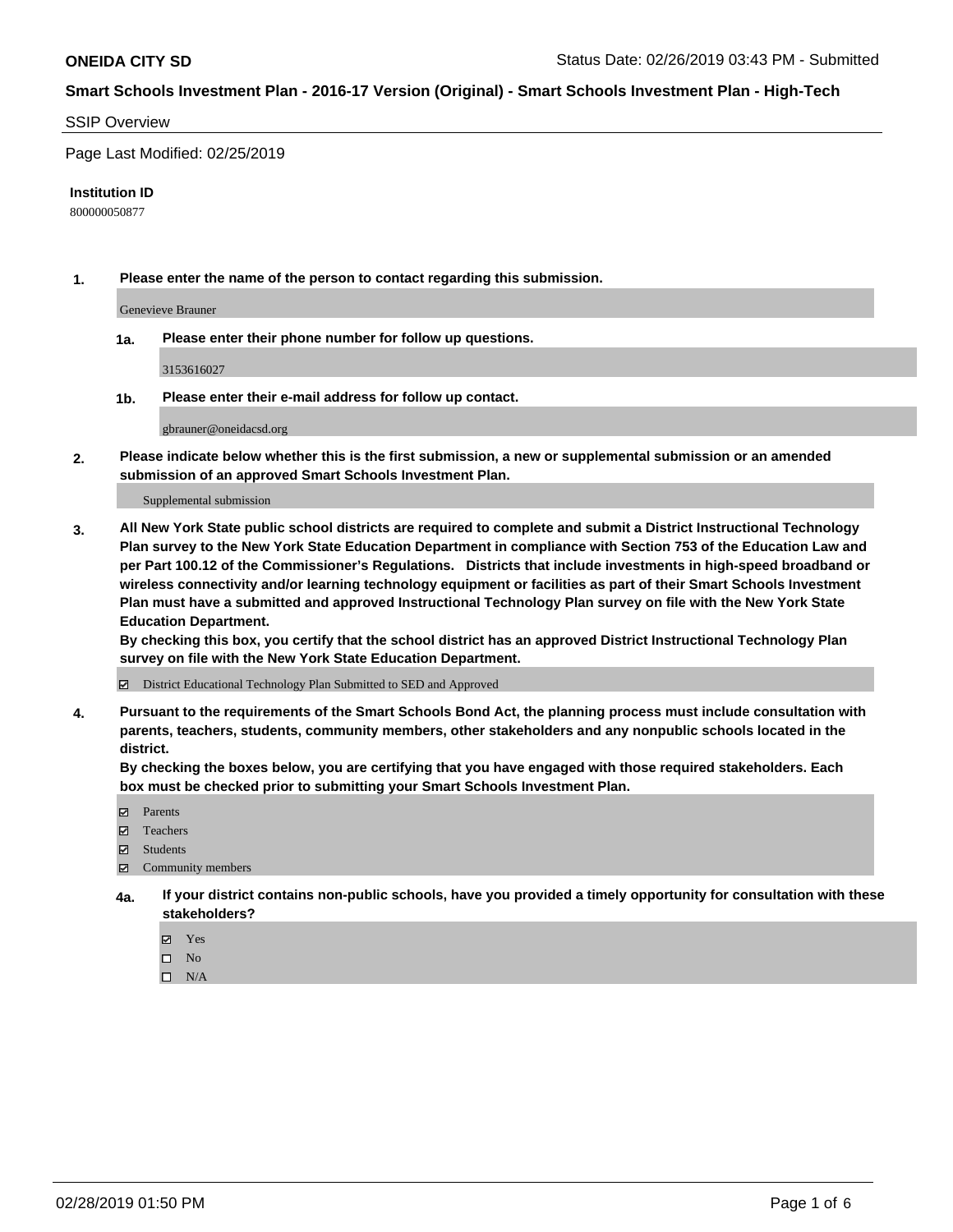**ONEIDA CITY SD** Status Date: 02/26/2019 03:43 PM - Submitted

**Smart Schools Investment Plan - 2016-17 Version (Original) - Smart Schools Investment Plan - High-Tech**

SSIP Overview

Page Last Modified: 02/25/2019

**Institution ID**

800000050877

**1. Please enter the name of the person to contact regarding this submission.**

Genevieve Brauner

**1a. Please enter their phone number for follow up questions.**

3153616027

**1b. Please enter their e-mail address for follow up contact.**

gbrauner@oneidacsd.org

**2. Please indicate below whether this is the first submission, a new or supplemental submission or an amended submission of an approved Smart Schools Investment Plan.**

Supplemental submission

**3. All New York State public school districts are required to complete and submit a District Instructional Technology Plan survey to the New York State Education Department in compliance with Section 753 of the Education Law and per Part 100.12 of the Commissioner's Regulations. Districts that include investments in high-speed broadband or wireless connectivity and/or learning technology equipment or facilities as part of their Smart Schools Investment Plan must have a submitted and approved Instructional Technology Plan survey on file with the New York State Education Department.**
**By checking this box, you certify that the school district has an approved District Instructional Technology Plan survey on file with the New York State Education Department.**

☑ District Educational Technology Plan Submitted to SED and Approved

**4. Pursuant to the requirements of the Smart Schools Bond Act, the planning process must include consultation with parents, teachers, students, community members, other stakeholders and any nonpublic schools located in the district.**
**By checking the boxes below, you are certifying that you have engaged with those required stakeholders. Each box must be checked prior to submitting your Smart Schools Investment Plan.**

☑ Parents
☑ Teachers
☑ Students
☑ Community members

**4a. If your district contains non-public schools, have you provided a timely opportunity for consultation with these stakeholders?**

☑ Yes
☐ No
☐ N/A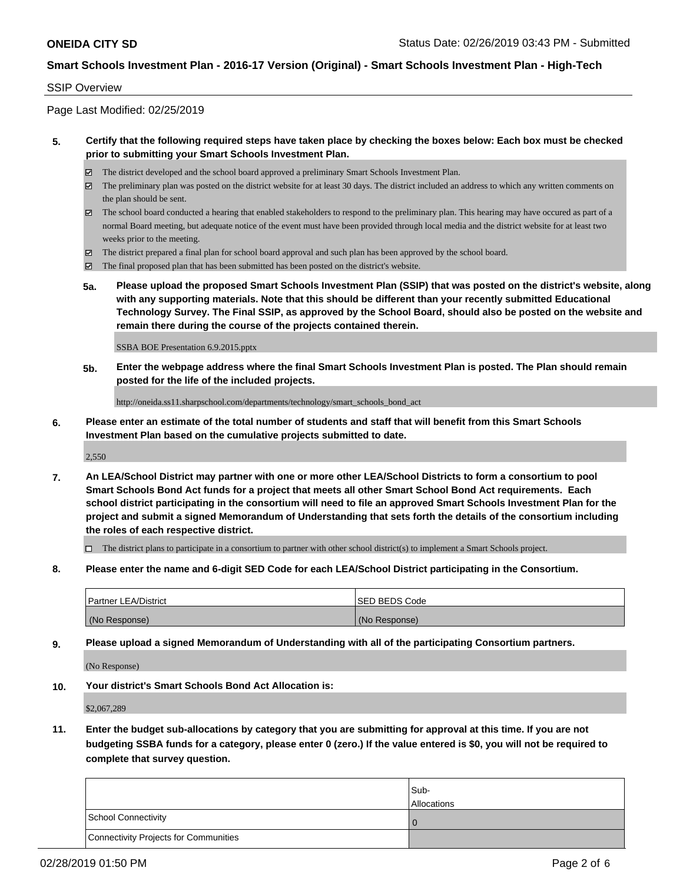**ONEIDA CITY SD**

**Smart Schools Investment Plan - 2016-17 Version (Original) - Smart Schools Investment Plan - High-Tech**

SSIP Overview

Page Last Modified: 02/25/2019

**5. Certify that the following required steps have taken place by checking the boxes below: Each box must be checked prior to submitting your Smart Schools Investment Plan.**

- [x] The district developed and the school board approved a preliminary Smart Schools Investment Plan.
- [x] The preliminary plan was posted on the district website for at least 30 days. The district included an address to which any written comments on the plan should be sent.
- [x] The school board conducted a hearing that enabled stakeholders to respond to the preliminary plan. This hearing may have occured as part of a normal Board meeting, but adequate notice of the event must have been provided through local media and the district website for at least two weeks prior to the meeting.
- [x] The district prepared a final plan for school board approval and such plan has been approved by the school board.
- [x] The final proposed plan that has been submitted has been posted on the district's website.

**5a. Please upload the proposed Smart Schools Investment Plan (SSIP) that was posted on the district's website, along with any supporting materials. Note that this should be different than your recently submitted Educational Technology Survey. The Final SSIP, as approved by the School Board, should also be posted on the website and remain there during the course of the projects contained therein.**

SSBA BOE Presentation 6.9.2015.pptx

**5b. Enter the webpage address where the final Smart Schools Investment Plan is posted. The Plan should remain posted for the life of the included projects.**

http://oneida.ss11.sharpschool.com/departments/technology/smart_schools_bond_act

**6. Please enter an estimate of the total number of students and staff that will benefit from this Smart Schools Investment Plan based on the cumulative projects submitted to date.**

2,550

**7. An LEA/School District may partner with one or more other LEA/School Districts to form a consortium to pool Smart Schools Bond Act funds for a project that meets all other Smart School Bond Act requirements. Each school district participating in the consortium will need to file an approved Smart Schools Investment Plan for the project and submit a signed Memorandum of Understanding that sets forth the details of the consortium including the roles of each respective district.**

- [ ] The district plans to participate in a consortium to partner with other school district(s) to implement a Smart Schools project.

**8. Please enter the name and 6-digit SED Code for each LEA/School District participating in the Consortium.**

| Partner LEA/District | SED BEDS Code |
|---|---|
| (No Response) | (No Response) |

**9. Please upload a signed Memorandum of Understanding with all of the participating Consortium partners.**

(No Response)

**10. Your district's Smart Schools Bond Act Allocation is:**

$2,067,289

**11. Enter the budget sub-allocations by category that you are submitting for approval at this time. If you are not budgeting SSBA funds for a category, please enter 0 (zero.) If the value entered is $0, you will not be required to complete that survey question.**

| | Sub-Allocations |
|---|---|
| School Connectivity | 0 |
| Connectivity Projects for Communities | |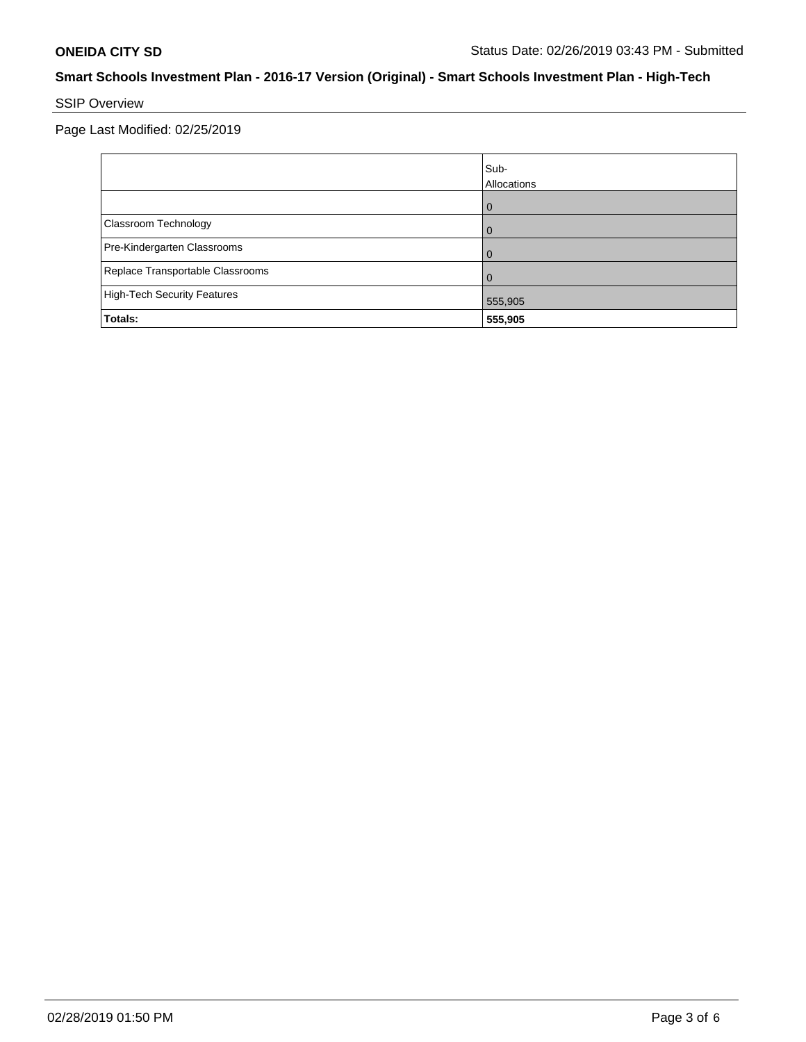**ONEIDA CITY SD** Status Date: 02/26/2019 03:43 PM - Submitted

**Smart Schools Investment Plan - 2016-17 Version (Original) - Smart Schools Investment Plan - High-Tech**

SSIP Overview

Page Last Modified: 02/25/2019

| | Sub-Allocations |
|---|---|
| | 0 |
| Classroom Technology | 0 |
| Pre-Kindergarten Classrooms | 0 |
| Replace Transportable Classrooms | 0 |
| High-Tech Security Features | 555,905 |
| **Totals:** | **555,905** |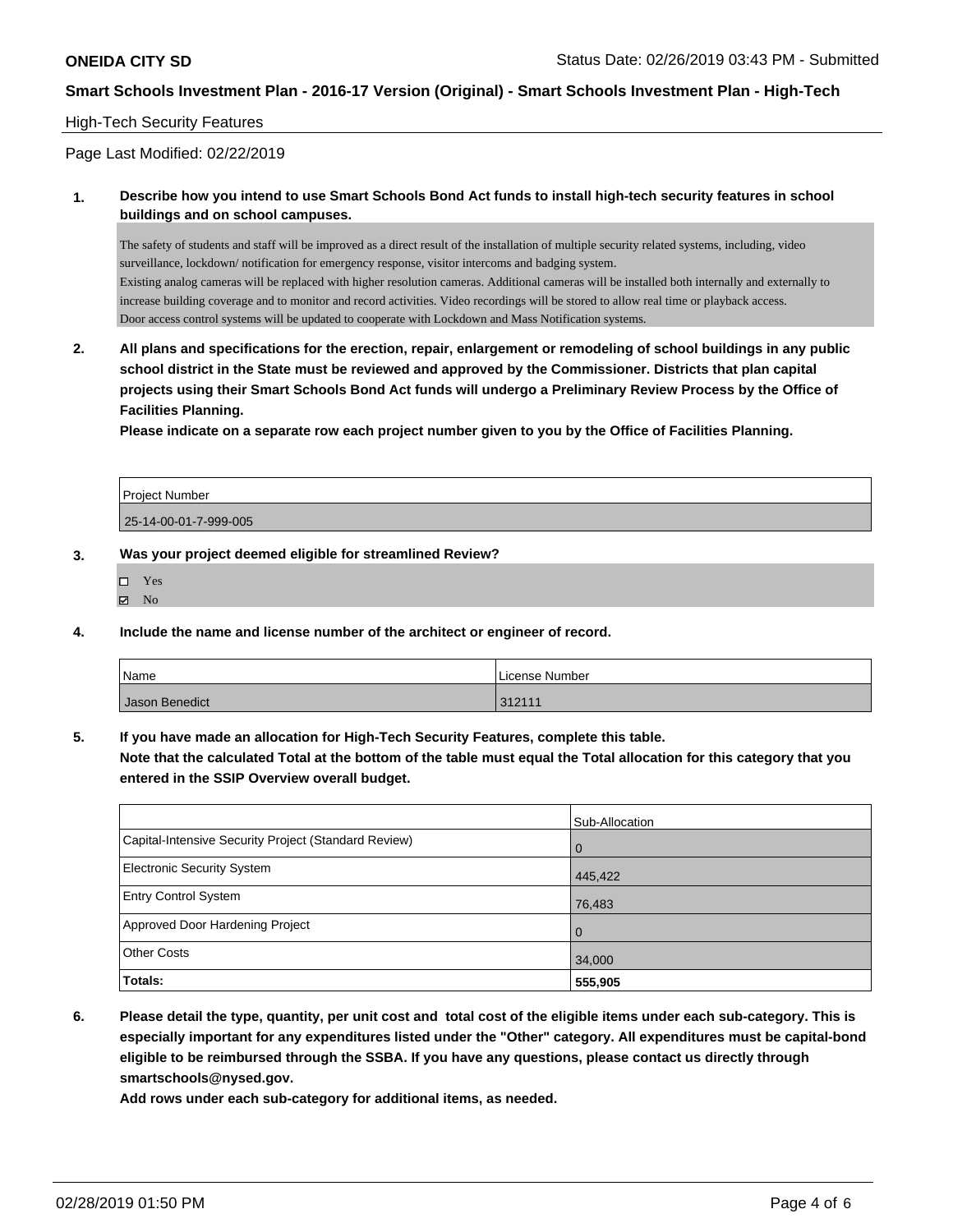## High-Tech Security Features

Page Last Modified: 02/22/2019

**1. Describe how you intend to use Smart Schools Bond Act funds to install high-tech security features in school buildings and on school campuses.**

The safety of students and staff will be improved as a direct result of the installation of multiple security related systems, including, video surveillance, lockdown/ notification for emergency response, visitor intercoms and badging system.
Existing analog cameras will be replaced with higher resolution cameras. Additional cameras will be installed both internally and externally to increase building coverage and to monitor and record activities. Video recordings will be stored to allow real time or playback access.
Door access control systems will be updated to cooperate with Lockdown and Mass Notification systems.

**2. All plans and specifications for the erection, repair, enlargement or remodeling of school buildings in any public school district in the State must be reviewed and approved by the Commissioner. Districts that plan capital projects using their Smart Schools Bond Act funds will undergo a Preliminary Review Process by the Office of Facilities Planning.**

**Please indicate on a separate row each project number given to you by the Office of Facilities Planning.**

| Project Number |
|---|
| 25-14-00-01-7-999-005 |

**3. Was your project deemed eligible for streamlined Review?**

- ☐ Yes
- ☑ No

**4. Include the name and license number of the architect or engineer of record.**

| Name | License Number |
|---|---|
| Jason Benedict | 312111 |

**5. If you have made an allocation for High-Tech Security Features, complete this table.**
**Note that the calculated Total at the bottom of the table must equal the Total allocation for this category that you entered in the SSIP Overview overall budget.**

| | Sub-Allocation |
|---|---|
| Capital-Intensive Security Project (Standard Review) | 0 |
| Electronic Security System | 445,422 |
| Entry Control System | 76,483 |
| Approved Door Hardening Project | 0 |
| Other Costs | 34,000 |
| **Totals:** | **555,905** |

**6. Please detail the type, quantity, per unit cost and total cost of the eligible items under each sub-category. This is especially important for any expenditures listed under the "Other" category. All expenditures must be capital-bond eligible to be reimbursed through the SSBA. If you have any questions, please contact us directly through smartschools@nysed.gov.**
**Add rows under each sub-category for additional items, as needed.**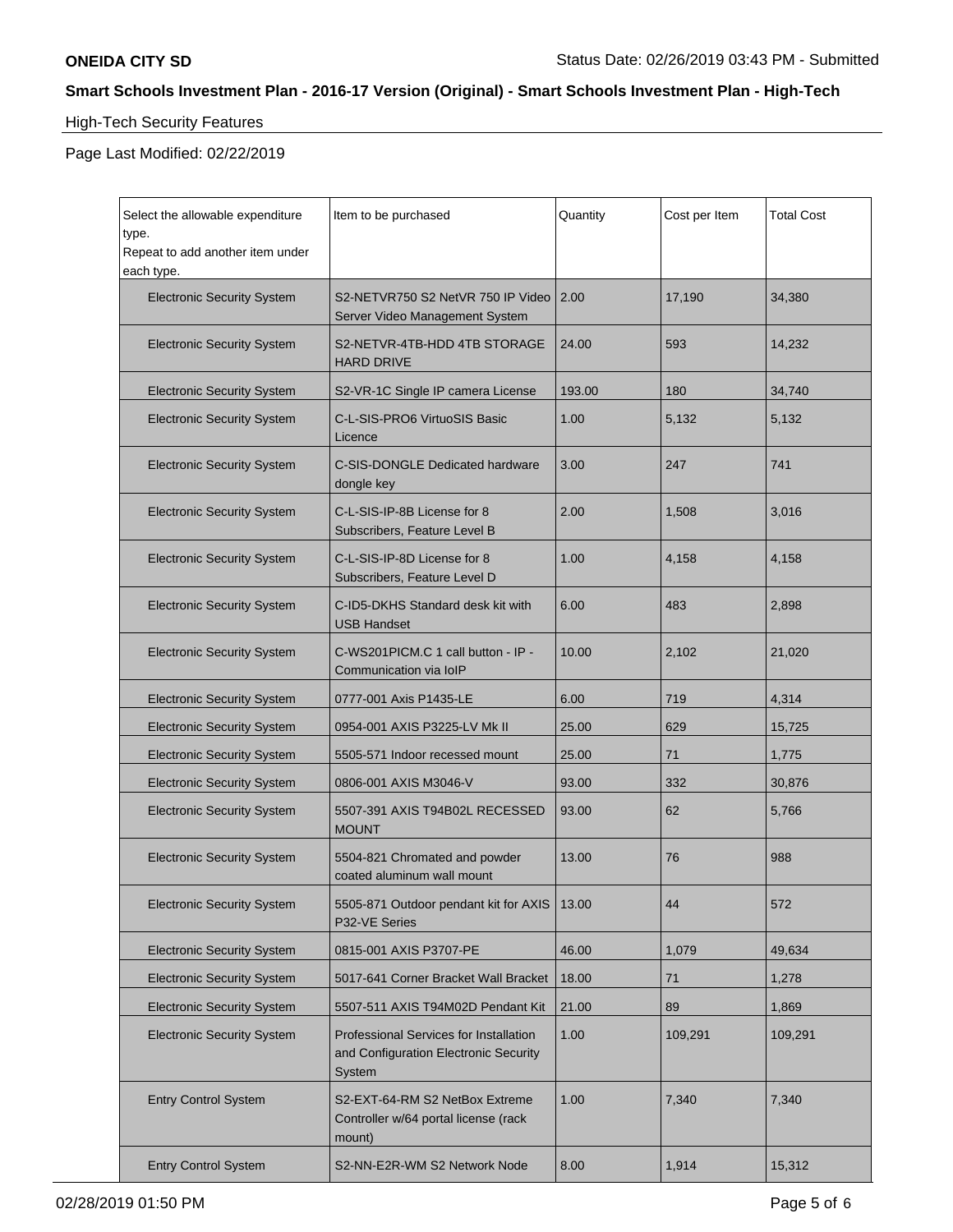**ONEIDA CITY SD**

Status Date: 02/26/2019 03:43 PM - Submitted

## Smart Schools Investment Plan - 2016-17 Version (Original) - Smart Schools Investment Plan - High-Tech

### High-Tech Security Features

Page Last Modified: 02/22/2019

| Select the allowable expenditure type. Repeat to add another item under each type. | Item to be purchased | Quantity | Cost per Item | Total Cost |
|---|---|---|---|---|
| Electronic Security System | S2-NETVR750 S2 NetVR 750 IP Video Server Video Management System | 2.00 | 17,190 | 34,380 |
| Electronic Security System | S2-NETVR-4TB-HDD 4TB STORAGE HARD DRIVE | 24.00 | 593 | 14,232 |
| Electronic Security System | S2-VR-1C Single IP camera License | 193.00 | 180 | 34,740 |
| Electronic Security System | C-L-SIS-PRO6 VirtuoSIS Basic Licence | 1.00 | 5,132 | 5,132 |
| Electronic Security System | C-SIS-DONGLE Dedicated hardware dongle key | 3.00 | 247 | 741 |
| Electronic Security System | C-L-SIS-IP-8B License for 8 Subscribers, Feature Level B | 2.00 | 1,508 | 3,016 |
| Electronic Security System | C-L-SIS-IP-8D License for 8 Subscribers, Feature Level D | 1.00 | 4,158 | 4,158 |
| Electronic Security System | C-ID5-DKHS Standard desk kit with USB Handset | 6.00 | 483 | 2,898 |
| Electronic Security System | C-WS201PICM.C 1 call button - IP - Communication via IoIP | 10.00 | 2,102 | 21,020 |
| Electronic Security System | 0777-001 Axis P1435-LE | 6.00 | 719 | 4,314 |
| Electronic Security System | 0954-001 AXIS P3225-LV Mk II | 25.00 | 629 | 15,725 |
| Electronic Security System | 5505-571 Indoor recessed mount | 25.00 | 71 | 1,775 |
| Electronic Security System | 0806-001 AXIS M3046-V | 93.00 | 332 | 30,876 |
| Electronic Security System | 5507-391 AXIS T94B02L RECESSED MOUNT | 93.00 | 62 | 5,766 |
| Electronic Security System | 5504-821 Chromated and powder coated aluminum wall mount | 13.00 | 76 | 988 |
| Electronic Security System | 5505-871 Outdoor pendant kit for AXIS P32-VE Series | 13.00 | 44 | 572 |
| Electronic Security System | 0815-001 AXIS P3707-PE | 46.00 | 1,079 | 49,634 |
| Electronic Security System | 5017-641 Corner Bracket Wall Bracket | 18.00 | 71 | 1,278 |
| Electronic Security System | 5507-511 AXIS T94M02D Pendant Kit | 21.00 | 89 | 1,869 |
| Electronic Security System | Professional Services for Installation and Configuration Electronic Security System | 1.00 | 109,291 | 109,291 |
| Entry Control System | S2-EXT-64-RM S2 NetBox Extreme Controller w/64 portal license (rack mount) | 1.00 | 7,340 | 7,340 |
| Entry Control System | S2-NN-E2R-WM S2 Network Node | 8.00 | 1,914 | 15,312 |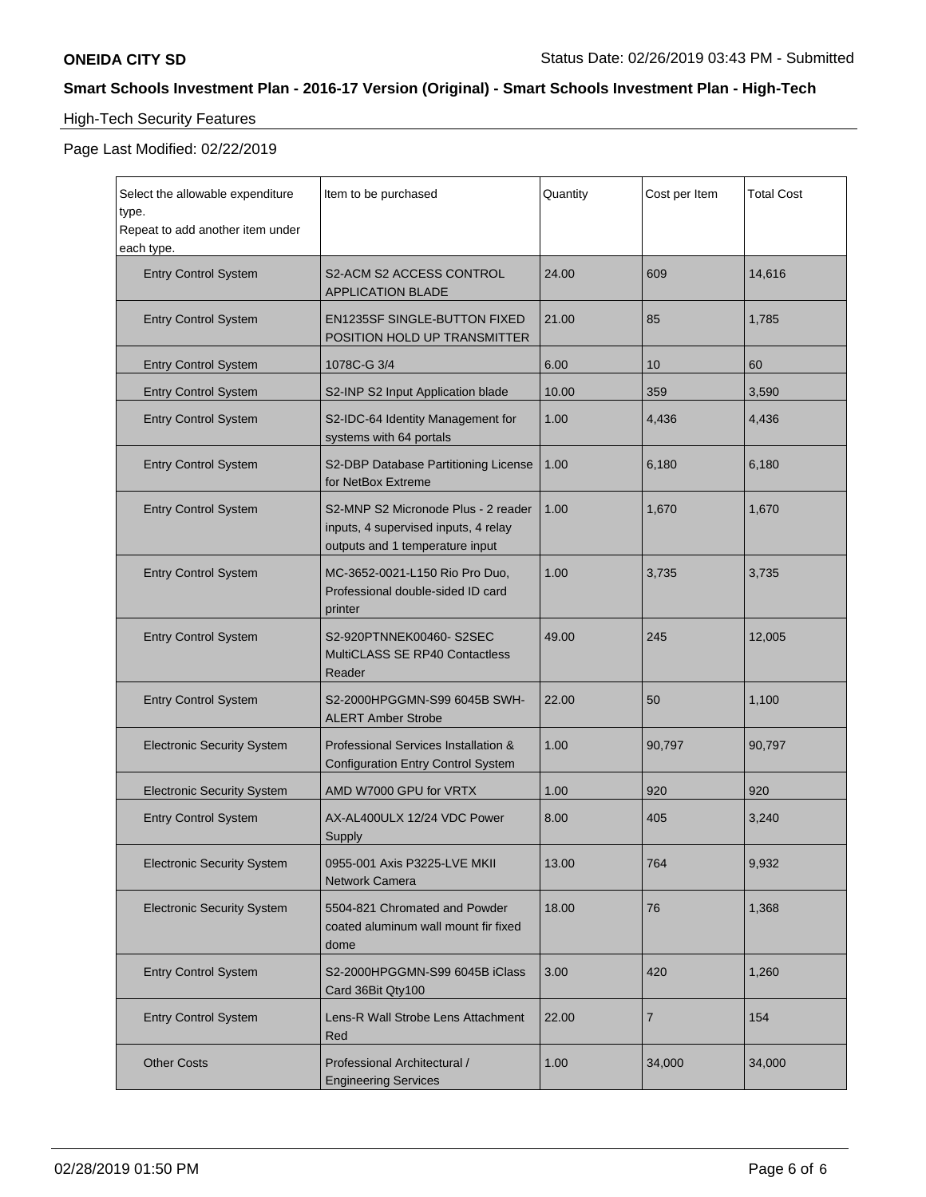**ONEIDA CITY SD** Status Date: 02/26/2019 03:43 PM - Submitted

## Smart Schools Investment Plan - 2016-17 Version (Original) - Smart Schools Investment Plan - High-Tech

### High-Tech Security Features

Page Last Modified: 02/22/2019

| Select the allowable expenditure type. Repeat to add another item under each type. | Item to be purchased | Quantity | Cost per Item | Total Cost |
|---|---|---|---|---|
| Entry Control System | S2-ACM S2 ACCESS CONTROL APPLICATION BLADE | 24.00 | 609 | 14,616 |
| Entry Control System | EN1235SF SINGLE-BUTTON FIXED POSITION HOLD UP TRANSMITTER | 21.00 | 85 | 1,785 |
| Entry Control System | 1078C-G 3/4 | 6.00 | 10 | 60 |
| Entry Control System | S2-INP S2 Input Application blade | 10.00 | 359 | 3,590 |
| Entry Control System | S2-IDC-64 Identity Management for systems with 64 portals | 1.00 | 4,436 | 4,436 |
| Entry Control System | S2-DBP Database Partitioning License for NetBox Extreme | 1.00 | 6,180 | 6,180 |
| Entry Control System | S2-MNP S2 Micronode Plus - 2 reader inputs, 4 supervised inputs, 4 relay outputs and 1 temperature input | 1.00 | 1,670 | 1,670 |
| Entry Control System | MC-3652-0021-L150 Rio Pro Duo, Professional double-sided ID card printer | 1.00 | 3,735 | 3,735 |
| Entry Control System | S2-920PTNNEK00460- S2SEC MultiCLASS SE RP40 Contactless Reader | 49.00 | 245 | 12,005 |
| Entry Control System | S2-2000HPGGMN-S99 6045B SWH-ALERT Amber Strobe | 22.00 | 50 | 1,100 |
| Electronic Security System | Professional Services Installation & Configuration Entry Control System | 1.00 | 90,797 | 90,797 |
| Electronic Security System | AMD W7000 GPU for VRTX | 1.00 | 920 | 920 |
| Entry Control System | AX-AL400ULX 12/24 VDC Power Supply | 8.00 | 405 | 3,240 |
| Electronic Security System | 0955-001 Axis P3225-LVE MKII Network Camera | 13.00 | 764 | 9,932 |
| Electronic Security System | 5504-821 Chromated and Powder coated aluminum wall mount fir fixed dome | 18.00 | 76 | 1,368 |
| Entry Control System | S2-2000HPGGMN-S99 6045B iClass Card 36Bit Qty100 | 3.00 | 420 | 1,260 |
| Entry Control System | Lens-R Wall Strobe Lens Attachment Red | 22.00 | 7 | 154 |
| Other Costs | Professional Architectural / Engineering Services | 1.00 | 34,000 | 34,000 |